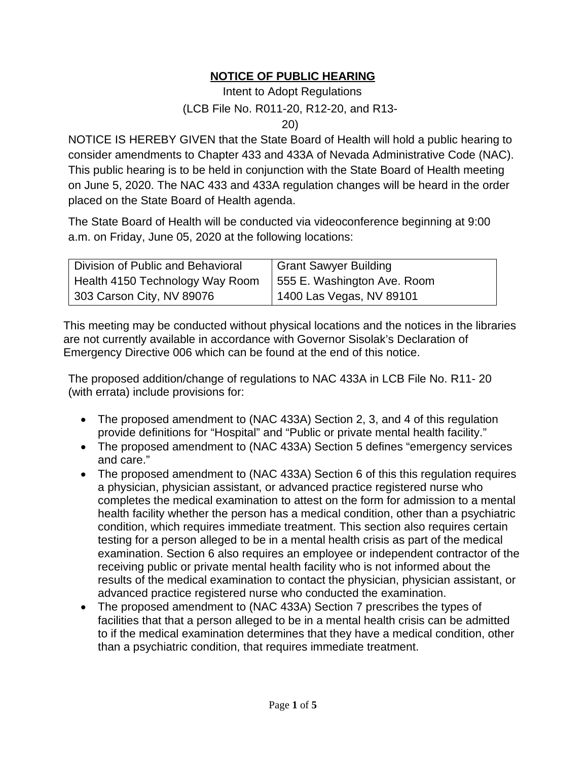# NOTICE OF PUBLIC HEARING

Intent to Adopt Regulations

(LCB File No. R011-20, R12-20, and R13-20)

NOTICE IS HEREBY GIVEN that the State Board of Health will hold a public hearing to consider amendments to Chapter 433 and 433A of Nevada Administrative Code (NAC). This public hearing is to be held in conjunction with the State Board of Health meeting on June 5, 2020. The NAC 433 and 433A regulation changes will be heard in the order placed on the State Board of Health agenda.

The State Board of Health will be conducted via videoconference beginning at 9:00 a.m. on Friday, June 05, 2020 at the following locations:

| Division of Public and Behavioral Health 4150 Technology Way Room 303 Carson City, NV 89076 | Grant Sawyer Building 555 E. Washington Ave. Room 1400 Las Vegas, NV 89101 |
|---|---|

This meeting may be conducted without physical locations and the notices in the libraries are not currently available in accordance with Governor Sisolak's Declaration of Emergency Directive 006 which can be found at the end of this notice.

The proposed addition/change of regulations to NAC 433A in LCB File No. R11- 20 (with errata) include provisions for:

- The proposed amendment to (NAC 433A) Section 2, 3, and 4 of this regulation provide definitions for "Hospital" and "Public or private mental health facility."
- The proposed amendment to (NAC 433A) Section 5 defines "emergency services and care."
- The proposed amendment to (NAC 433A) Section 6 of this this regulation requires a physician, physician assistant, or advanced practice registered nurse who completes the medical examination to attest on the form for admission to a mental health facility whether the person has a medical condition, other than a psychiatric condition, which requires immediate treatment. This section also requires certain testing for a person alleged to be in a mental health crisis as part of the medical examination. Section 6 also requires an employee or independent contractor of the receiving public or private mental health facility who is not informed about the results of the medical examination to contact the physician, physician assistant, or advanced practice registered nurse who conducted the examination.
- The proposed amendment to (NAC 433A) Section 7 prescribes the types of facilities that that a person alleged to be in a mental health crisis can be admitted to if the medical examination determines that they have a medical condition, other than a psychiatric condition, that requires immediate treatment.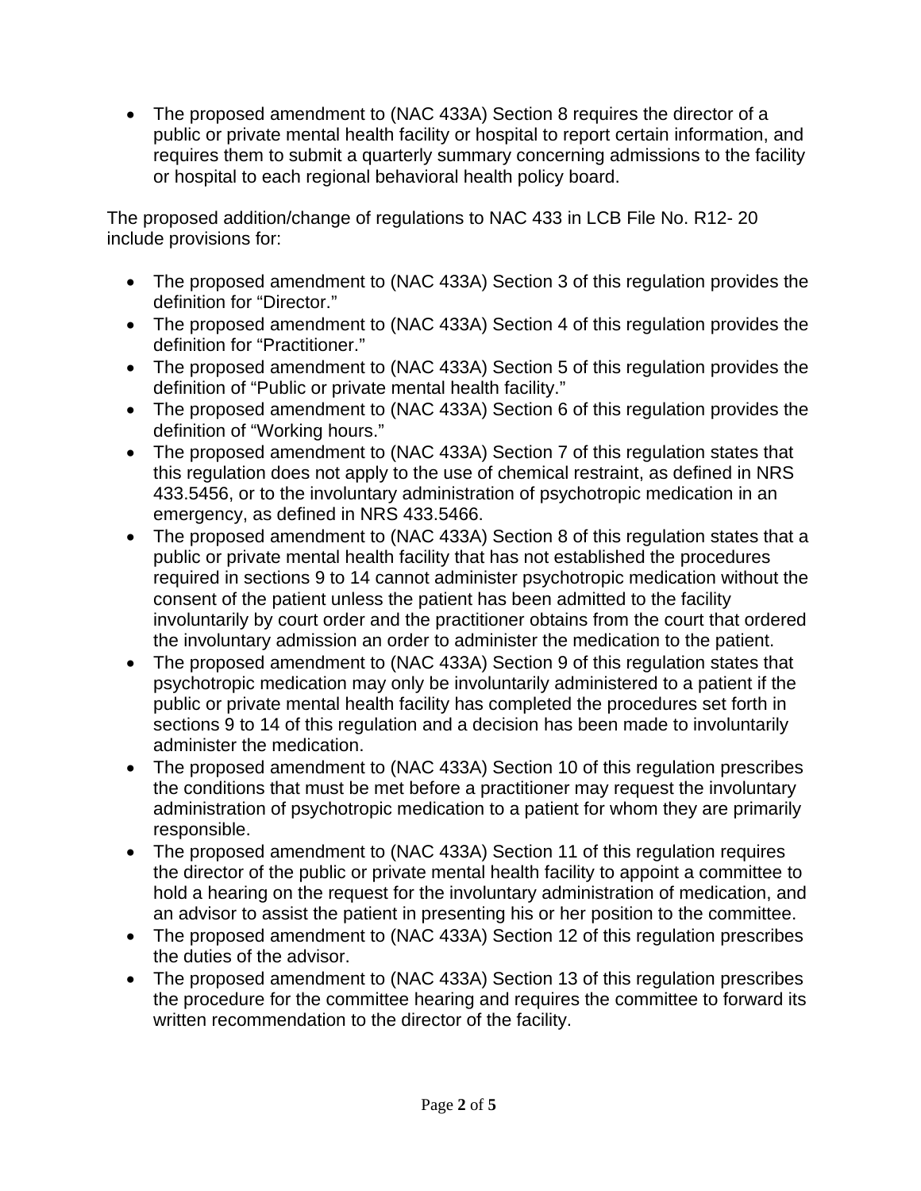- The proposed amendment to (NAC 433A) Section 8 requires the director of a public or private mental health facility or hospital to report certain information, and requires them to submit a quarterly summary concerning admissions to the facility or hospital to each regional behavioral health policy board.

The proposed addition/change of regulations to NAC 433 in LCB File No. R12- 20 include provisions for:

- The proposed amendment to (NAC 433A) Section 3 of this regulation provides the definition for "Director."
- The proposed amendment to (NAC 433A) Section 4 of this regulation provides the definition for "Practitioner."
- The proposed amendment to (NAC 433A) Section 5 of this regulation provides the definition of "Public or private mental health facility."
- The proposed amendment to (NAC 433A) Section 6 of this regulation provides the definition of "Working hours."
- The proposed amendment to (NAC 433A) Section 7 of this regulation states that this regulation does not apply to the use of chemical restraint, as defined in NRS 433.5456, or to the involuntary administration of psychotropic medication in an emergency, as defined in NRS 433.5466.
- The proposed amendment to (NAC 433A) Section 8 of this regulation states that a public or private mental health facility that has not established the procedures required in sections 9 to 14 cannot administer psychotropic medication without the consent of the patient unless the patient has been admitted to the facility involuntarily by court order and the practitioner obtains from the court that ordered the involuntary admission an order to administer the medication to the patient.
- The proposed amendment to (NAC 433A) Section 9 of this regulation states that psychotropic medication may only be involuntarily administered to a patient if the public or private mental health facility has completed the procedures set forth in sections 9 to 14 of this regulation and a decision has been made to involuntarily administer the medication.
- The proposed amendment to (NAC 433A) Section 10 of this regulation prescribes the conditions that must be met before a practitioner may request the involuntary administration of psychotropic medication to a patient for whom they are primarily responsible.
- The proposed amendment to (NAC 433A) Section 11 of this regulation requires the director of the public or private mental health facility to appoint a committee to hold a hearing on the request for the involuntary administration of medication, and an advisor to assist the patient in presenting his or her position to the committee.
- The proposed amendment to (NAC 433A) Section 12 of this regulation prescribes the duties of the advisor.
- The proposed amendment to (NAC 433A) Section 13 of this regulation prescribes the procedure for the committee hearing and requires the committee to forward its written recommendation to the director of the facility.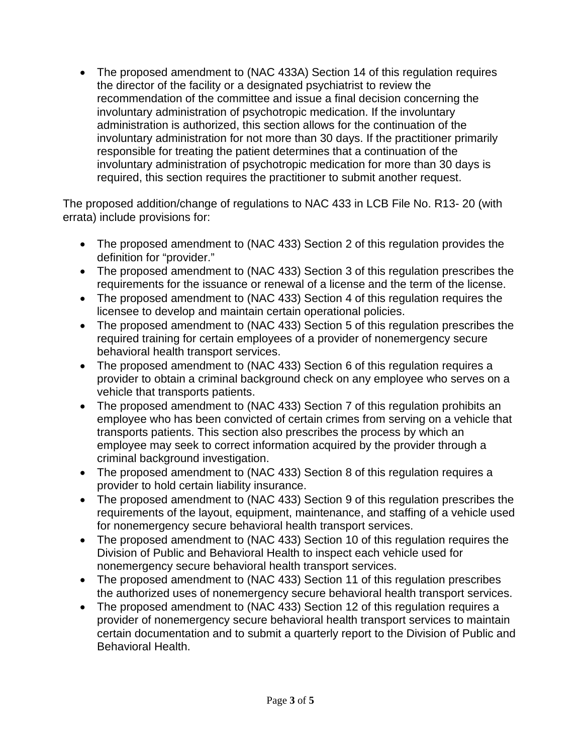- The proposed amendment to (NAC 433A) Section 14 of this regulation requires the director of the facility or a designated psychiatrist to review the recommendation of the committee and issue a final decision concerning the involuntary administration of psychotropic medication. If the involuntary administration is authorized, this section allows for the continuation of the involuntary administration for not more than 30 days. If the practitioner primarily responsible for treating the patient determines that a continuation of the involuntary administration of psychotropic medication for more than 30 days is required, this section requires the practitioner to submit another request.

The proposed addition/change of regulations to NAC 433 in LCB File No. R13- 20 (with errata) include provisions for:

- The proposed amendment to (NAC 433) Section 2 of this regulation provides the definition for "provider."
- The proposed amendment to (NAC 433) Section 3 of this regulation prescribes the requirements for the issuance or renewal of a license and the term of the license.
- The proposed amendment to (NAC 433) Section 4 of this regulation requires the licensee to develop and maintain certain operational policies.
- The proposed amendment to (NAC 433) Section 5 of this regulation prescribes the required training for certain employees of a provider of nonemergency secure behavioral health transport services.
- The proposed amendment to (NAC 433) Section 6 of this regulation requires a provider to obtain a criminal background check on any employee who serves on a vehicle that transports patients.
- The proposed amendment to (NAC 433) Section 7 of this regulation prohibits an employee who has been convicted of certain crimes from serving on a vehicle that transports patients. This section also prescribes the process by which an employee may seek to correct information acquired by the provider through a criminal background investigation.
- The proposed amendment to (NAC 433) Section 8 of this regulation requires a provider to hold certain liability insurance.
- The proposed amendment to (NAC 433) Section 9 of this regulation prescribes the requirements of the layout, equipment, maintenance, and staffing of a vehicle used for nonemergency secure behavioral health transport services.
- The proposed amendment to (NAC 433) Section 10 of this regulation requires the Division of Public and Behavioral Health to inspect each vehicle used for nonemergency secure behavioral health transport services.
- The proposed amendment to (NAC 433) Section 11 of this regulation prescribes the authorized uses of nonemergency secure behavioral health transport services.
- The proposed amendment to (NAC 433) Section 12 of this regulation requires a provider of nonemergency secure behavioral health transport services to maintain certain documentation and to submit a quarterly report to the Division of Public and Behavioral Health.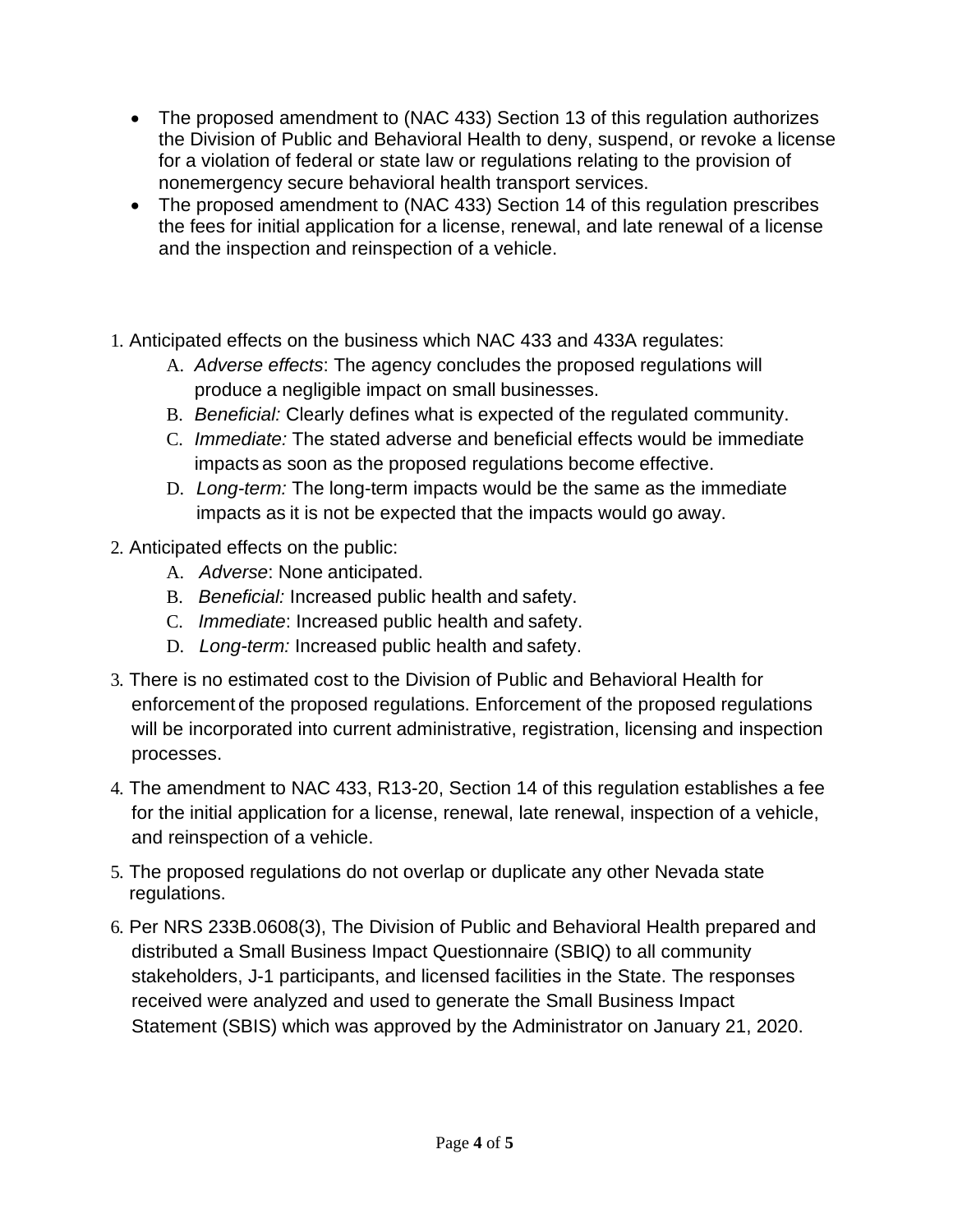- The proposed amendment to (NAC 433) Section 13 of this regulation authorizes the Division of Public and Behavioral Health to deny, suspend, or revoke a license for a violation of federal or state law or regulations relating to the provision of nonemergency secure behavioral health transport services.
- The proposed amendment to (NAC 433) Section 14 of this regulation prescribes the fees for initial application for a license, renewal, and late renewal of a license and the inspection and reinspection of a vehicle.

1. Anticipated effects on the business which NAC 433 and 433A regulates:
   A. *Adverse effects*: The agency concludes the proposed regulations will produce a negligible impact on small businesses.
   B. *Beneficial:* Clearly defines what is expected of the regulated community.
   C. *Immediate:* The stated adverse and beneficial effects would be immediate impacts as soon as the proposed regulations become effective.
   D. *Long-term:* The long-term impacts would be the same as the immediate impacts as it is not be expected that the impacts would go away.
2. Anticipated effects on the public:
   A. *Adverse*: None anticipated.
   B. *Beneficial:* Increased public health and safety.
   C. *Immediate*: Increased public health and safety.
   D. *Long-term:* Increased public health and safety.
3. There is no estimated cost to the Division of Public and Behavioral Health for enforcement of the proposed regulations. Enforcement of the proposed regulations will be incorporated into current administrative, registration, licensing and inspection processes.
4. The amendment to NAC 433, R13-20, Section 14 of this regulation establishes a fee for the initial application for a license, renewal, late renewal, inspection of a vehicle, and reinspection of a vehicle.
5. The proposed regulations do not overlap or duplicate any other Nevada state regulations.
6. Per NRS 233B.0608(3), The Division of Public and Behavioral Health prepared and distributed a Small Business Impact Questionnaire (SBIQ) to all community stakeholders, J-1 participants, and licensed facilities in the State. The responses received were analyzed and used to generate the Small Business Impact Statement (SBIS) which was approved by the Administrator on January 21, 2020.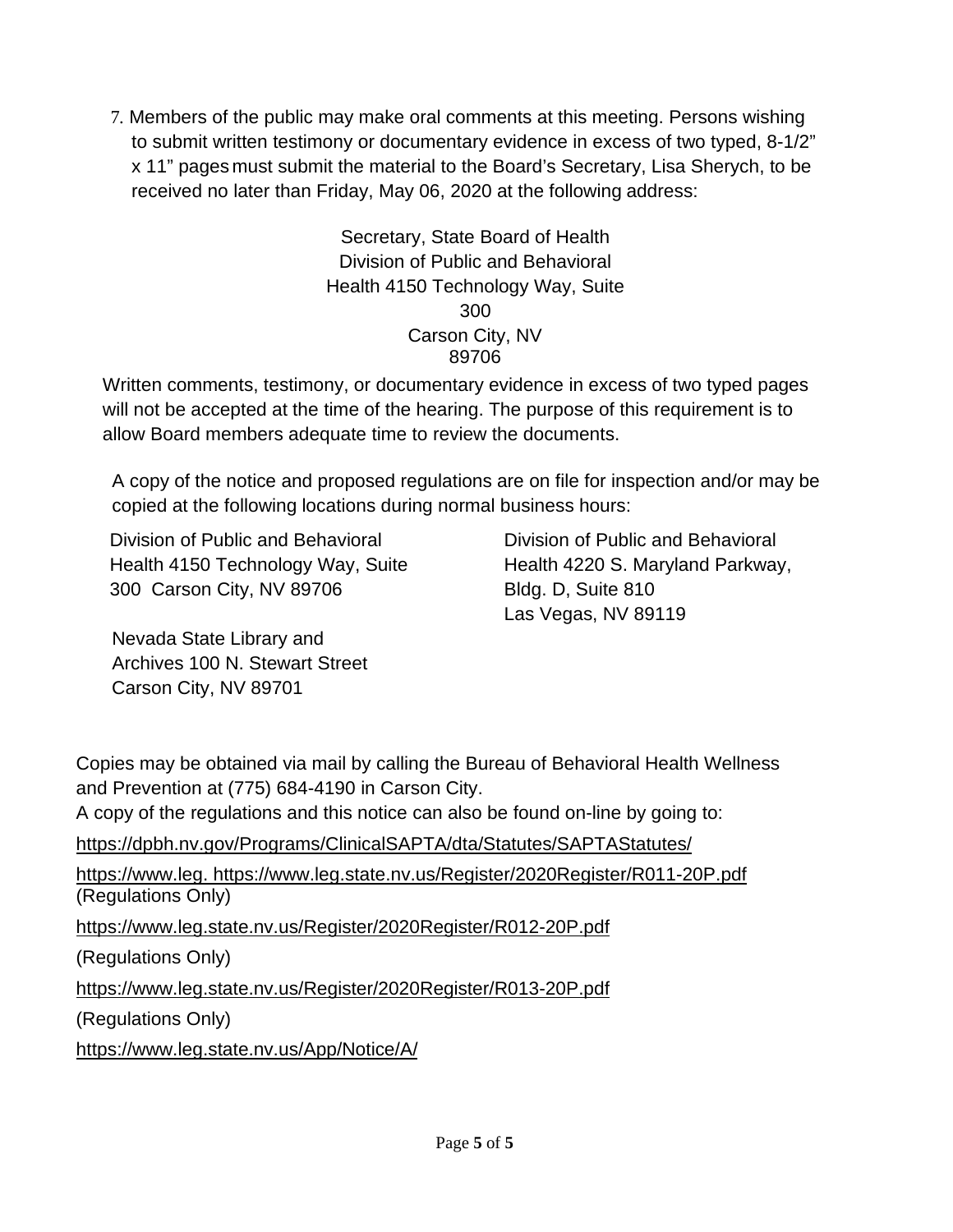7. Members of the public may make oral comments at this meeting. Persons wishing to submit written testimony or documentary evidence in excess of two typed, 8-1/2" x 11" pages must submit the material to the Board's Secretary, Lisa Sherych, to be received no later than Friday, May 06, 2020 at the following address:

Secretary, State Board of Health
Division of Public and Behavioral
Health 4150 Technology Way, Suite
300
Carson City, NV
89706

Written comments, testimony, or documentary evidence in excess of two typed pages will not be accepted at the time of the hearing. The purpose of this requirement is to allow Board members adequate time to review the documents.

A copy of the notice and proposed regulations are on file for inspection and/or may be copied at the following locations during normal business hours:

Division of Public and Behavioral
Health 4150 Technology Way, Suite
300 Carson City, NV 89706

Division of Public and Behavioral
Health 4220 S. Maryland Parkway,
Bldg. D, Suite 810
Las Vegas, NV 89119

Nevada State Library and
Archives 100 N. Stewart Street
Carson City, NV 89701

Copies may be obtained via mail by calling the Bureau of Behavioral Health Wellness and Prevention at (775) 684-4190 in Carson City.

A copy of the regulations and this notice can also be found on-line by going to:

https://dpbh.nv.gov/Programs/ClinicalSAPTA/dta/Statutes/SAPTAStatutes/

https://www.leg. https://www.leg.state.nv.us/Register/2020Register/R011-20P.pdf
(Regulations Only)

https://www.leg.state.nv.us/Register/2020Register/R012-20P.pdf

(Regulations Only)

https://www.leg.state.nv.us/Register/2020Register/R013-20P.pdf

(Regulations Only)

https://www.leg.state.nv.us/App/Notice/A/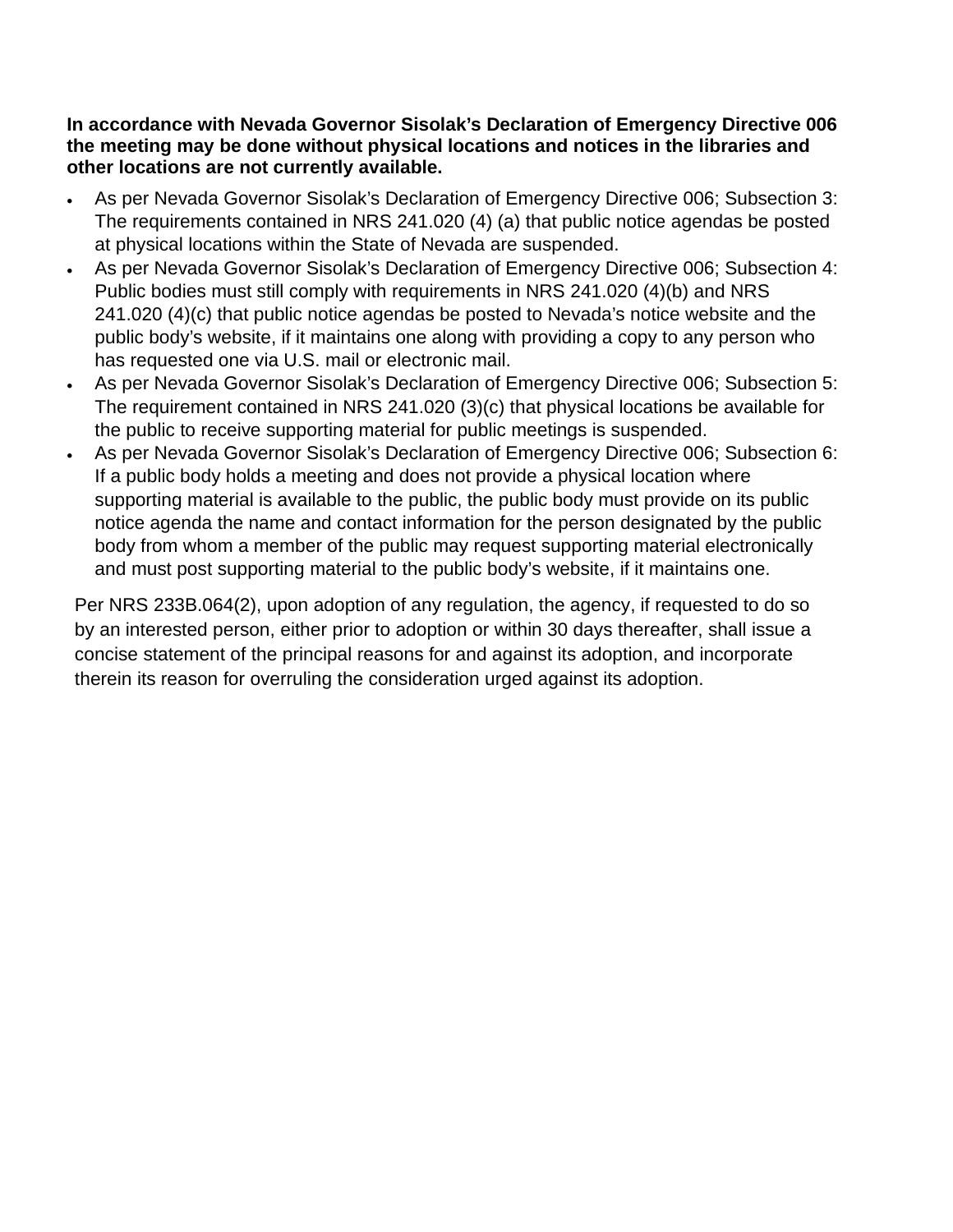**In accordance with Nevada Governor Sisolak's Declaration of Emergency Directive 006 the meeting may be done without physical locations and notices in the libraries and other locations are not currently available.**

- As per Nevada Governor Sisolak's Declaration of Emergency Directive 006; Subsection 3: The requirements contained in NRS 241.020 (4) (a) that public notice agendas be posted at physical locations within the State of Nevada are suspended.
- As per Nevada Governor Sisolak's Declaration of Emergency Directive 006; Subsection 4: Public bodies must still comply with requirements in NRS 241.020 (4)(b) and NRS 241.020 (4)(c) that public notice agendas be posted to Nevada's notice website and the public body's website, if it maintains one along with providing a copy to any person who has requested one via U.S. mail or electronic mail.
- As per Nevada Governor Sisolak's Declaration of Emergency Directive 006; Subsection 5: The requirement contained in NRS 241.020 (3)(c) that physical locations be available for the public to receive supporting material for public meetings is suspended.
- As per Nevada Governor Sisolak's Declaration of Emergency Directive 006; Subsection 6: If a public body holds a meeting and does not provide a physical location where supporting material is available to the public, the public body must provide on its public notice agenda the name and contact information for the person designated by the public body from whom a member of the public may request supporting material electronically and must post supporting material to the public body's website, if it maintains one.

Per NRS 233B.064(2), upon adoption of any regulation, the agency, if requested to do so by an interested person, either prior to adoption or within 30 days thereafter, shall issue a concise statement of the principal reasons for and against its adoption, and incorporate therein its reason for overruling the consideration urged against its adoption.